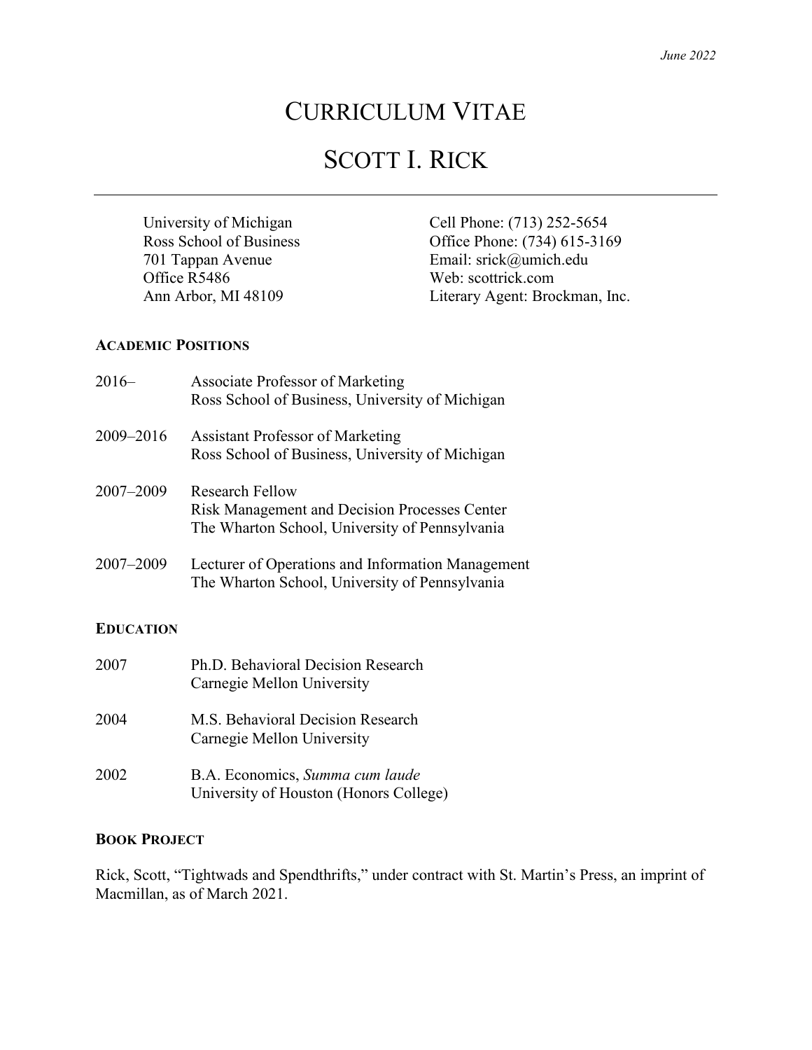*June 2022*

# CURRICULUM VITAE

# SCOTT I. RICK

---

University of Michigan
Ross School of Business
701 Tappan Avenue
Office R5486
Ann Arbor, MI 48109

Cell Phone: (713) 252-5654
Office Phone: (734) 615-3169
Email: srick@umich.edu
Web: scottrick.com
Literary Agent: Brockman, Inc.

## ACADEMIC POSITIONS

2016– Associate Professor of Marketing
Ross School of Business, University of Michigan

2009–2016 Assistant Professor of Marketing
Ross School of Business, University of Michigan

2007–2009 Research Fellow
Risk Management and Decision Processes Center
The Wharton School, University of Pennsylvania

2007–2009 Lecturer of Operations and Information Management
The Wharton School, University of Pennsylvania

## EDUCATION

2007 Ph.D. Behavioral Decision Research
Carnegie Mellon University

2004 M.S. Behavioral Decision Research
Carnegie Mellon University

2002 B.A. Economics, *Summa cum laude*
University of Houston (Honors College)

## BOOK PROJECT

Rick, Scott, "Tightwads and Spendthrifts," under contract with St. Martin's Press, an imprint of Macmillan, as of March 2021.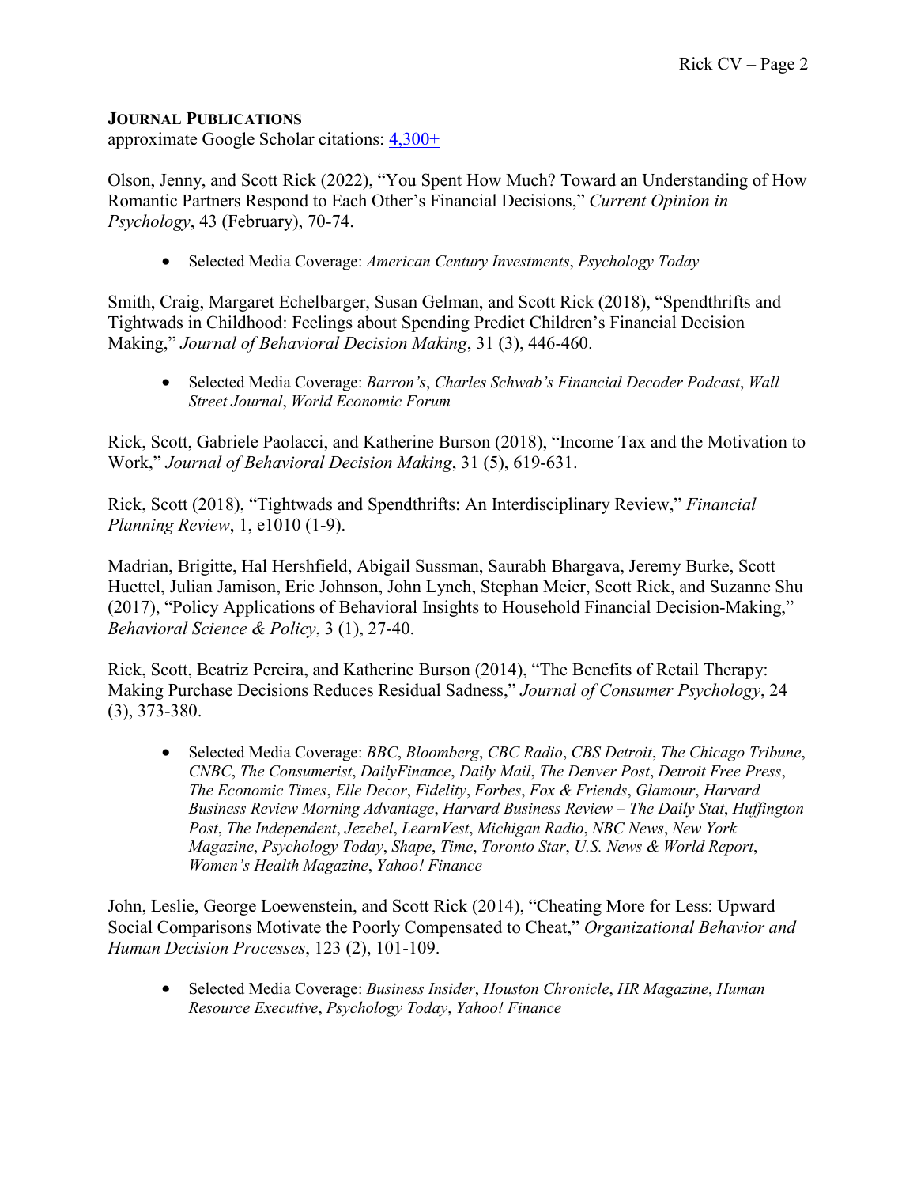## JOURNAL PUBLICATIONS

approximate Google Scholar citations: 4,300+

Olson, Jenny, and Scott Rick (2022), "You Spent How Much? Toward an Understanding of How Romantic Partners Respond to Each Other's Financial Decisions," *Current Opinion in Psychology*, 43 (February), 70-74.

- Selected Media Coverage: *American Century Investments*, *Psychology Today*

Smith, Craig, Margaret Echelbarger, Susan Gelman, and Scott Rick (2018), "Spendthrifts and Tightwads in Childhood: Feelings about Spending Predict Children's Financial Decision Making," *Journal of Behavioral Decision Making*, 31 (3), 446-460.

- Selected Media Coverage: *Barron's*, *Charles Schwab's Financial Decoder Podcast*, *Wall Street Journal*, *World Economic Forum*

Rick, Scott, Gabriele Paolacci, and Katherine Burson (2018), "Income Tax and the Motivation to Work," *Journal of Behavioral Decision Making*, 31 (5), 619-631.

Rick, Scott (2018), "Tightwads and Spendthrifts: An Interdisciplinary Review," *Financial Planning Review*, 1, e1010 (1-9).

Madrian, Brigitte, Hal Hershfield, Abigail Sussman, Saurabh Bhargava, Jeremy Burke, Scott Huettel, Julian Jamison, Eric Johnson, John Lynch, Stephan Meier, Scott Rick, and Suzanne Shu (2017), "Policy Applications of Behavioral Insights to Household Financial Decision-Making," *Behavioral Science & Policy*, 3 (1), 27-40.

Rick, Scott, Beatriz Pereira, and Katherine Burson (2014), "The Benefits of Retail Therapy: Making Purchase Decisions Reduces Residual Sadness," *Journal of Consumer Psychology*, 24 (3), 373-380.

- Selected Media Coverage: *BBC*, *Bloomberg*, *CBC Radio*, *CBS Detroit*, *The Chicago Tribune*, *CNBC*, *The Consumerist*, *DailyFinance*, *Daily Mail*, *The Denver Post*, *Detroit Free Press*, *The Economic Times*, *Elle Decor*, *Fidelity*, *Forbes*, *Fox & Friends*, *Glamour*, *Harvard Business Review Morning Advantage*, *Harvard Business Review – The Daily Stat*, *Huffington Post*, *The Independent*, *Jezebel*, *LearnVest*, *Michigan Radio*, *NBC News*, *New York Magazine*, *Psychology Today*, *Shape*, *Time*, *Toronto Star*, *U.S. News & World Report*, *Women's Health Magazine*, *Yahoo! Finance*

John, Leslie, George Loewenstein, and Scott Rick (2014), "Cheating More for Less: Upward Social Comparisons Motivate the Poorly Compensated to Cheat," *Organizational Behavior and Human Decision Processes*, 123 (2), 101-109.

- Selected Media Coverage: *Business Insider*, *Houston Chronicle*, *HR Magazine*, *Human Resource Executive*, *Psychology Today*, *Yahoo! Finance*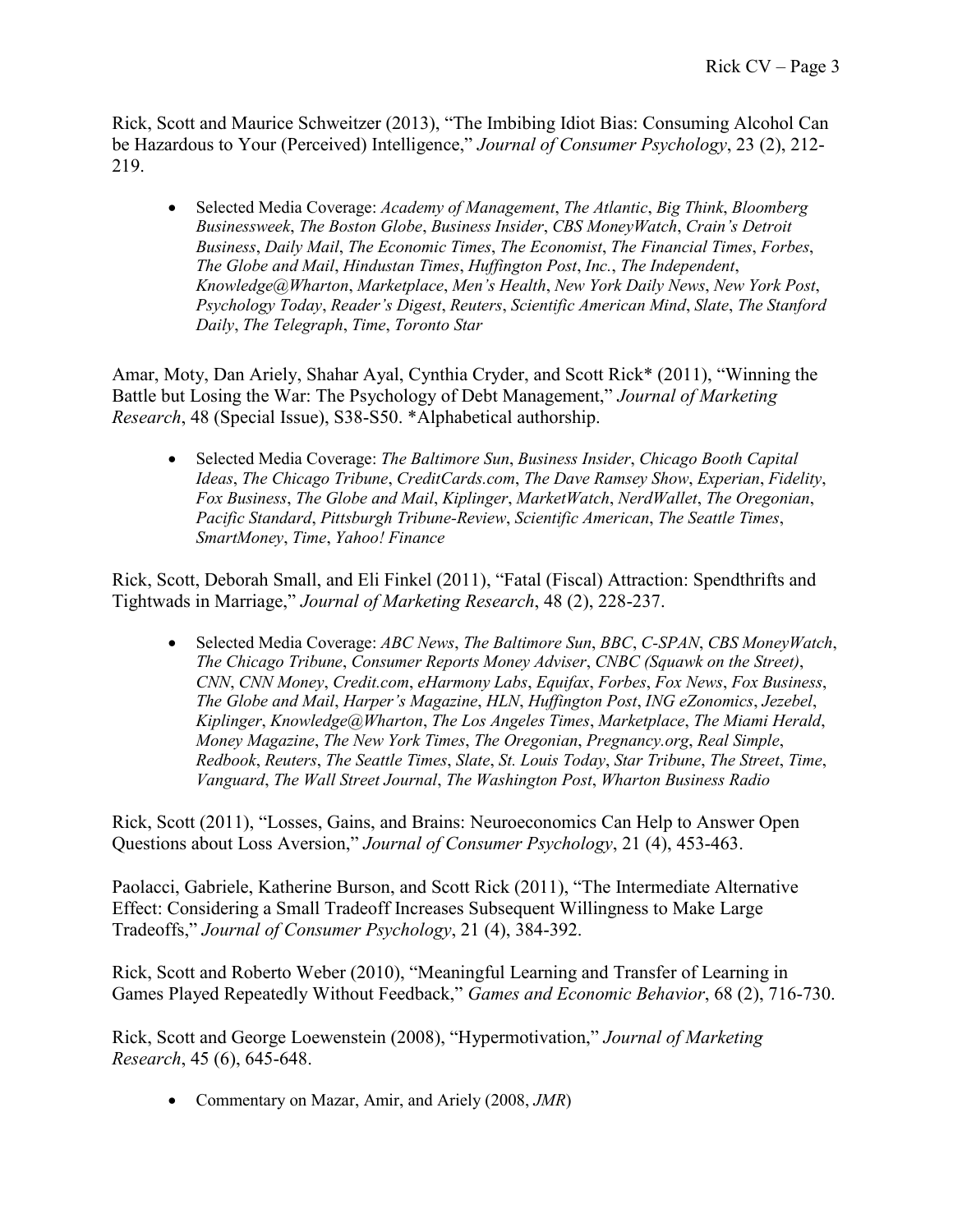Rick, Scott and Maurice Schweitzer (2013), "The Imbibing Idiot Bias: Consuming Alcohol Can be Hazardous to Your (Perceived) Intelligence," *Journal of Consumer Psychology*, 23 (2), 212-219.

- Selected Media Coverage: *Academy of Management*, *The Atlantic*, *Big Think*, *Bloomberg Businessweek*, *The Boston Globe*, *Business Insider*, *CBS MoneyWatch*, *Crain's Detroit Business*, *Daily Mail*, *The Economic Times*, *The Economist*, *The Financial Times*, *Forbes*, *The Globe and Mail*, *Hindustan Times*, *Huffington Post*, *Inc.*, *The Independent*, *Knowledge@Wharton*, *Marketplace*, *Men's Health*, *New York Daily News*, *New York Post*, *Psychology Today*, *Reader's Digest*, *Reuters*, *Scientific American Mind*, *Slate*, *The Stanford Daily*, *The Telegraph*, *Time*, *Toronto Star*

Amar, Moty, Dan Ariely, Shahar Ayal, Cynthia Cryder, and Scott Rick* (2011), "Winning the Battle but Losing the War: The Psychology of Debt Management," *Journal of Marketing Research*, 48 (Special Issue), S38-S50. *Alphabetical authorship.

- Selected Media Coverage: *The Baltimore Sun*, *Business Insider*, *Chicago Booth Capital Ideas*, *The Chicago Tribune*, *CreditCards.com*, *The Dave Ramsey Show*, *Experian*, *Fidelity*, *Fox Business*, *The Globe and Mail*, *Kiplinger*, *MarketWatch*, *NerdWallet*, *The Oregonian*, *Pacific Standard*, *Pittsburgh Tribune-Review*, *Scientific American*, *The Seattle Times*, *SmartMoney*, *Time*, *Yahoo! Finance*

Rick, Scott, Deborah Small, and Eli Finkel (2011), "Fatal (Fiscal) Attraction: Spendthrifts and Tightwads in Marriage," *Journal of Marketing Research*, 48 (2), 228-237.

- Selected Media Coverage: *ABC News*, *The Baltimore Sun*, *BBC*, *C-SPAN*, *CBS MoneyWatch*, *The Chicago Tribune*, *Consumer Reports Money Adviser*, *CNBC (Squawk on the Street)*, *CNN*, *CNN Money*, *Credit.com*, *eHarmony Labs*, *Equifax*, *Forbes*, *Fox News*, *Fox Business*, *The Globe and Mail*, *Harper's Magazine*, *HLN*, *Huffington Post*, *ING eZonomics*, *Jezebel*, *Kiplinger*, *Knowledge@Wharton*, *The Los Angeles Times*, *Marketplace*, *The Miami Herald*, *Money Magazine*, *The New York Times*, *The Oregonian*, *Pregnancy.org*, *Real Simple*, *Redbook*, *Reuters*, *The Seattle Times*, *Slate*, *St. Louis Today*, *Star Tribune*, *The Street*, *Time*, *Vanguard*, *The Wall Street Journal*, *The Washington Post*, *Wharton Business Radio*

Rick, Scott (2011), "Losses, Gains, and Brains: Neuroeconomics Can Help to Answer Open Questions about Loss Aversion," *Journal of Consumer Psychology*, 21 (4), 453-463.

Paolacci, Gabriele, Katherine Burson, and Scott Rick (2011), "The Intermediate Alternative Effect: Considering a Small Tradeoff Increases Subsequent Willingness to Make Large Tradeoffs," *Journal of Consumer Psychology*, 21 (4), 384-392.

Rick, Scott and Roberto Weber (2010), "Meaningful Learning and Transfer of Learning in Games Played Repeatedly Without Feedback," *Games and Economic Behavior*, 68 (2), 716-730.

Rick, Scott and George Loewenstein (2008), "Hypermotivation," *Journal of Marketing Research*, 45 (6), 645-648.

- Commentary on Mazar, Amir, and Ariely (2008, *JMR*)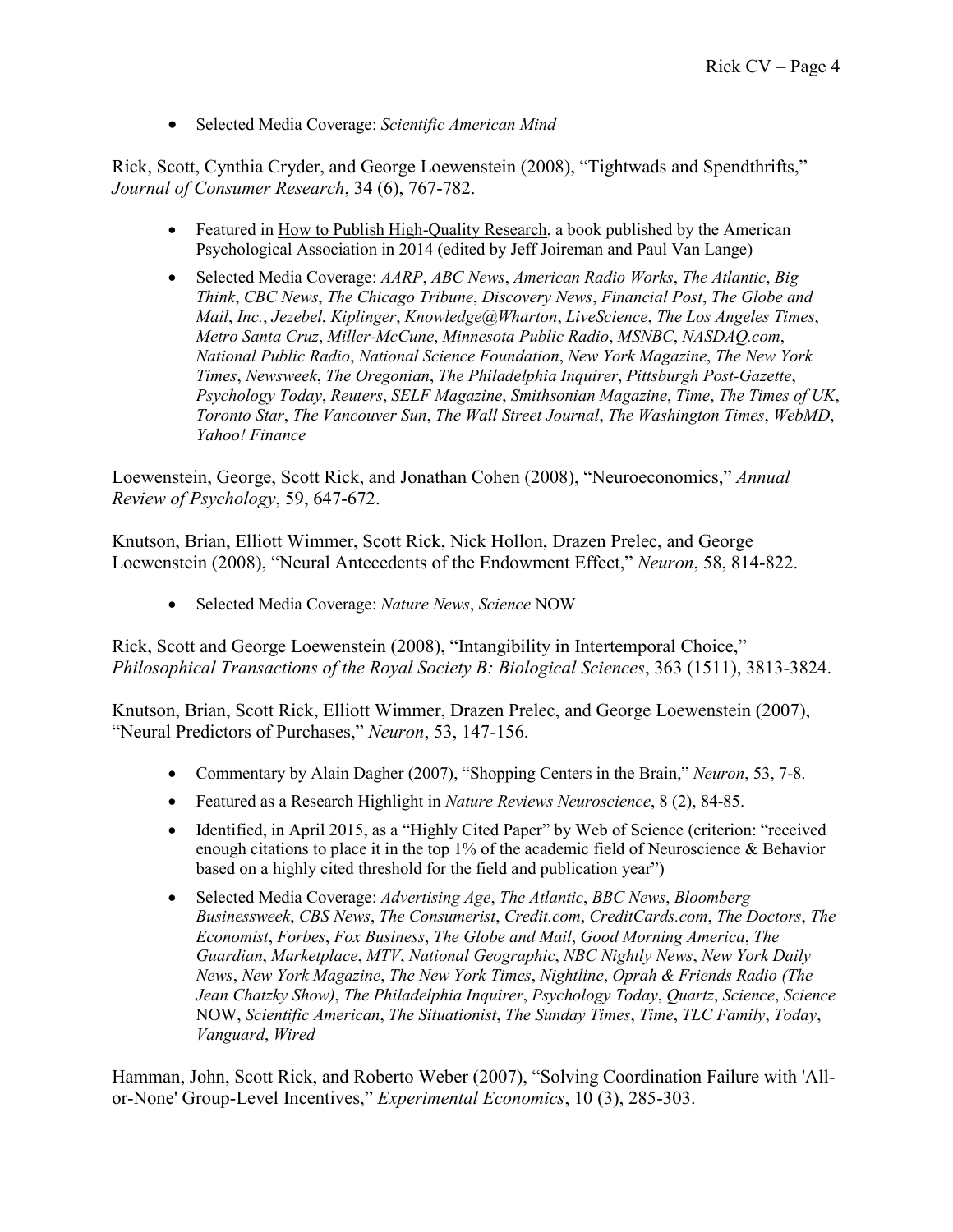- Selected Media Coverage: *Scientific American Mind*

Rick, Scott, Cynthia Cryder, and George Loewenstein (2008), "Tightwads and Spendthrifts," *Journal of Consumer Research*, 34 (6), 767-782.

- Featured in How to Publish High-Quality Research, a book published by the American Psychological Association in 2014 (edited by Jeff Joireman and Paul Van Lange)
- Selected Media Coverage: *AARP*, *ABC News*, *American Radio Works*, *The Atlantic*, *Big Think*, *CBC News*, *The Chicago Tribune*, *Discovery News*, *Financial Post*, *The Globe and Mail*, *Inc.*, *Jezebel*, *Kiplinger*, *Knowledge@Wharton*, *LiveScience*, *The Los Angeles Times*, *Metro Santa Cruz*, *Miller-McCune*, *Minnesota Public Radio*, *MSNBC*, *NASDAQ.com*, *National Public Radio*, *National Science Foundation*, *New York Magazine*, *The New York Times*, *Newsweek*, *The Oregonian*, *The Philadelphia Inquirer*, *Pittsburgh Post-Gazette*, *Psychology Today*, *Reuters*, *SELF Magazine*, *Smithsonian Magazine*, *Time*, *The Times of UK*, *Toronto Star*, *The Vancouver Sun*, *The Wall Street Journal*, *The Washington Times*, *WebMD*, *Yahoo! Finance*

Loewenstein, George, Scott Rick, and Jonathan Cohen (2008), "Neuroeconomics," *Annual Review of Psychology*, 59, 647-672.

Knutson, Brian, Elliott Wimmer, Scott Rick, Nick Hollon, Drazen Prelec, and George Loewenstein (2008), "Neural Antecedents of the Endowment Effect," *Neuron*, 58, 814-822.

- Selected Media Coverage: *Nature News*, *Science* NOW

Rick, Scott and George Loewenstein (2008), "Intangibility in Intertemporal Choice," *Philosophical Transactions of the Royal Society B: Biological Sciences*, 363 (1511), 3813-3824.

Knutson, Brian, Scott Rick, Elliott Wimmer, Drazen Prelec, and George Loewenstein (2007), "Neural Predictors of Purchases," *Neuron*, 53, 147-156.

- Commentary by Alain Dagher (2007), "Shopping Centers in the Brain," *Neuron*, 53, 7-8.
- Featured as a Research Highlight in *Nature Reviews Neuroscience*, 8 (2), 84-85.
- Identified, in April 2015, as a "Highly Cited Paper" by Web of Science (criterion: "received enough citations to place it in the top 1% of the academic field of Neuroscience & Behavior based on a highly cited threshold for the field and publication year")
- Selected Media Coverage: *Advertising Age*, *The Atlantic*, *BBC News*, *Bloomberg Businessweek*, *CBS News*, *The Consumerist*, *Credit.com*, *CreditCards.com*, *The Doctors*, *The Economist*, *Forbes*, *Fox Business*, *The Globe and Mail*, *Good Morning America*, *The Guardian*, *Marketplace*, *MTV*, *National Geographic*, *NBC Nightly News*, *New York Daily News*, *New York Magazine*, *The New York Times*, *Nightline*, *Oprah & Friends Radio (The Jean Chatzky Show)*, *The Philadelphia Inquirer*, *Psychology Today*, *Quartz*, *Science*, *Science* NOW, *Scientific American*, *The Situationist*, *The Sunday Times*, *Time*, *TLC Family*, *Today*, *Vanguard*, *Wired*

Hamman, John, Scott Rick, and Roberto Weber (2007), "Solving Coordination Failure with 'All-or-None' Group-Level Incentives," *Experimental Economics*, 10 (3), 285-303.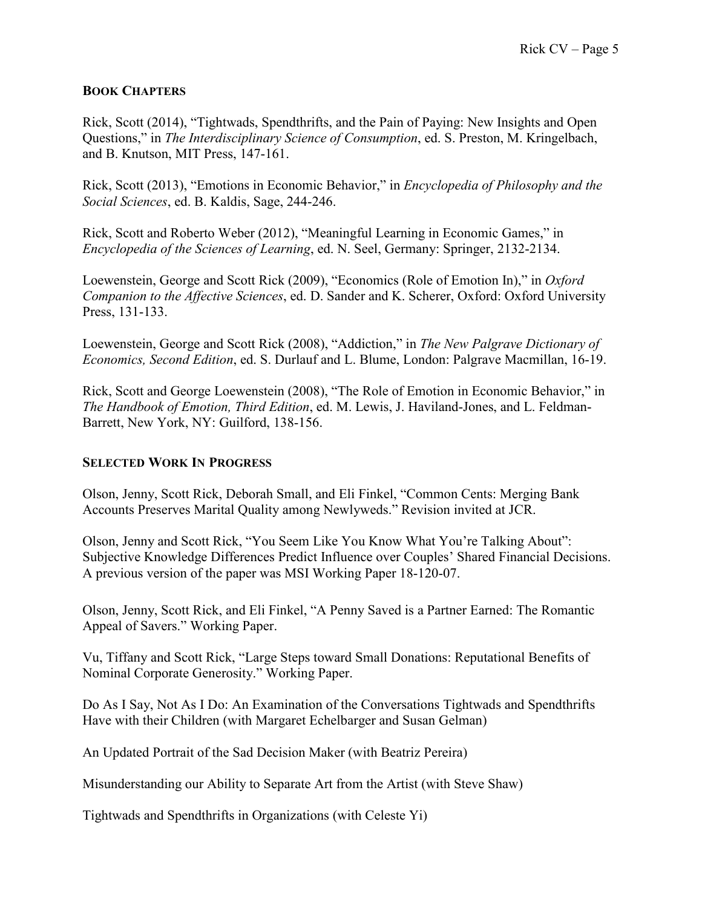## BOOK CHAPTERS

Rick, Scott (2014), "Tightwads, Spendthrifts, and the Pain of Paying: New Insights and Open Questions," in *The Interdisciplinary Science of Consumption*, ed. S. Preston, M. Kringelbach, and B. Knutson, MIT Press, 147-161.

Rick, Scott (2013), "Emotions in Economic Behavior," in *Encyclopedia of Philosophy and the Social Sciences*, ed. B. Kaldis, Sage, 244-246.

Rick, Scott and Roberto Weber (2012), "Meaningful Learning in Economic Games," in *Encyclopedia of the Sciences of Learning*, ed. N. Seel, Germany: Springer, 2132-2134.

Loewenstein, George and Scott Rick (2009), "Economics (Role of Emotion In)," in *Oxford Companion to the Affective Sciences*, ed. D. Sander and K. Scherer, Oxford: Oxford University Press, 131-133.

Loewenstein, George and Scott Rick (2008), "Addiction," in *The New Palgrave Dictionary of Economics, Second Edition*, ed. S. Durlauf and L. Blume, London: Palgrave Macmillan, 16-19.

Rick, Scott and George Loewenstein (2008), "The Role of Emotion in Economic Behavior," in *The Handbook of Emotion, Third Edition*, ed. M. Lewis, J. Haviland-Jones, and L. Feldman-Barrett, New York, NY: Guilford, 138-156.

## SELECTED WORK IN PROGRESS

Olson, Jenny, Scott Rick, Deborah Small, and Eli Finkel, "Common Cents: Merging Bank Accounts Preserves Marital Quality among Newlyweds." Revision invited at JCR.

Olson, Jenny and Scott Rick, "You Seem Like You Know What You're Talking About": Subjective Knowledge Differences Predict Influence over Couples' Shared Financial Decisions. A previous version of the paper was MSI Working Paper 18-120-07.

Olson, Jenny, Scott Rick, and Eli Finkel, "A Penny Saved is a Partner Earned: The Romantic Appeal of Savers." Working Paper.

Vu, Tiffany and Scott Rick, "Large Steps toward Small Donations: Reputational Benefits of Nominal Corporate Generosity." Working Paper.

Do As I Say, Not As I Do: An Examination of the Conversations Tightwads and Spendthrifts Have with their Children (with Margaret Echelbarger and Susan Gelman)

An Updated Portrait of the Sad Decision Maker (with Beatriz Pereira)

Misunderstanding our Ability to Separate Art from the Artist (with Steve Shaw)

Tightwads and Spendthrifts in Organizations (with Celeste Yi)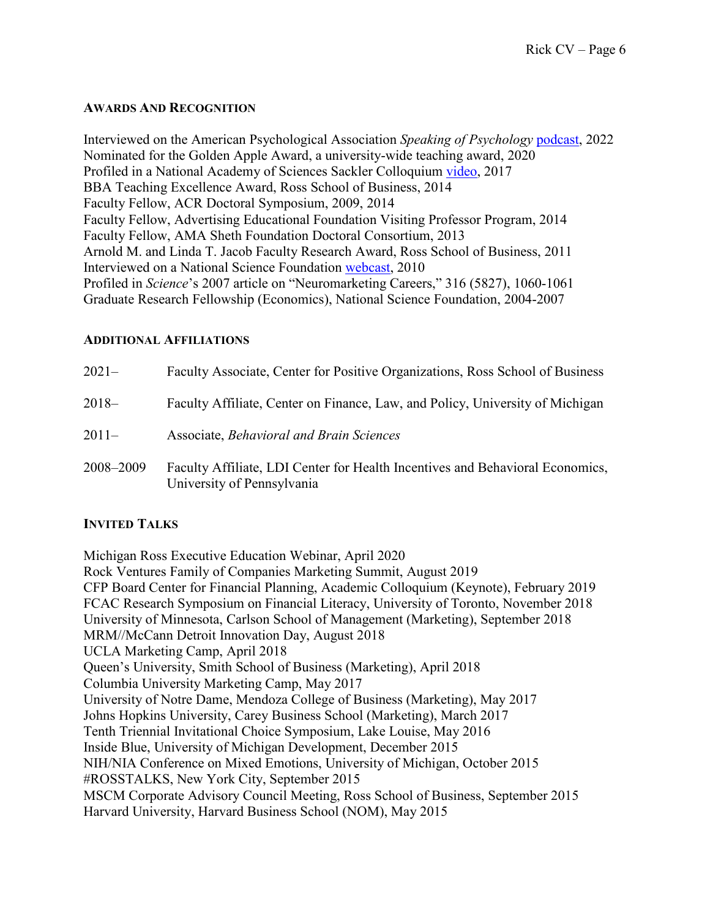## AWARDS AND RECOGNITION

Interviewed on the American Psychological Association *Speaking of Psychology* podcast, 2022
Nominated for the Golden Apple Award, a university-wide teaching award, 2020
Profiled in a National Academy of Sciences Sackler Colloquium video, 2017
BBA Teaching Excellence Award, Ross School of Business, 2014
Faculty Fellow, ACR Doctoral Symposium, 2009, 2014
Faculty Fellow, Advertising Educational Foundation Visiting Professor Program, 2014
Faculty Fellow, AMA Sheth Foundation Doctoral Consortium, 2013
Arnold M. and Linda T. Jacob Faculty Research Award, Ross School of Business, 2011
Interviewed on a National Science Foundation webcast, 2010
Profiled in *Science*'s 2007 article on "Neuromarketing Careers," 316 (5827), 1060-1061
Graduate Research Fellowship (Economics), National Science Foundation, 2004-2007

## ADDITIONAL AFFILIATIONS

2021– Faculty Associate, Center for Positive Organizations, Ross School of Business

2018– Faculty Affiliate, Center on Finance, Law, and Policy, University of Michigan

2011– Associate, *Behavioral and Brain Sciences*

2008–2009 Faculty Affiliate, LDI Center for Health Incentives and Behavioral Economics, University of Pennsylvania

## INVITED TALKS

Michigan Ross Executive Education Webinar, April 2020
Rock Ventures Family of Companies Marketing Summit, August 2019
CFP Board Center for Financial Planning, Academic Colloquium (Keynote), February 2019
FCAC Research Symposium on Financial Literacy, University of Toronto, November 2018
University of Minnesota, Carlson School of Management (Marketing), September 2018
MRM//McCann Detroit Innovation Day, August 2018
UCLA Marketing Camp, April 2018
Queen's University, Smith School of Business (Marketing), April 2018
Columbia University Marketing Camp, May 2017
University of Notre Dame, Mendoza College of Business (Marketing), May 2017
Johns Hopkins University, Carey Business School (Marketing), March 2017
Tenth Triennial Invitational Choice Symposium, Lake Louise, May 2016
Inside Blue, University of Michigan Development, December 2015
NIH/NIA Conference on Mixed Emotions, University of Michigan, October 2015
#ROSSTALKS, New York City, September 2015
MSCM Corporate Advisory Council Meeting, Ross School of Business, September 2015
Harvard University, Harvard Business School (NOM), May 2015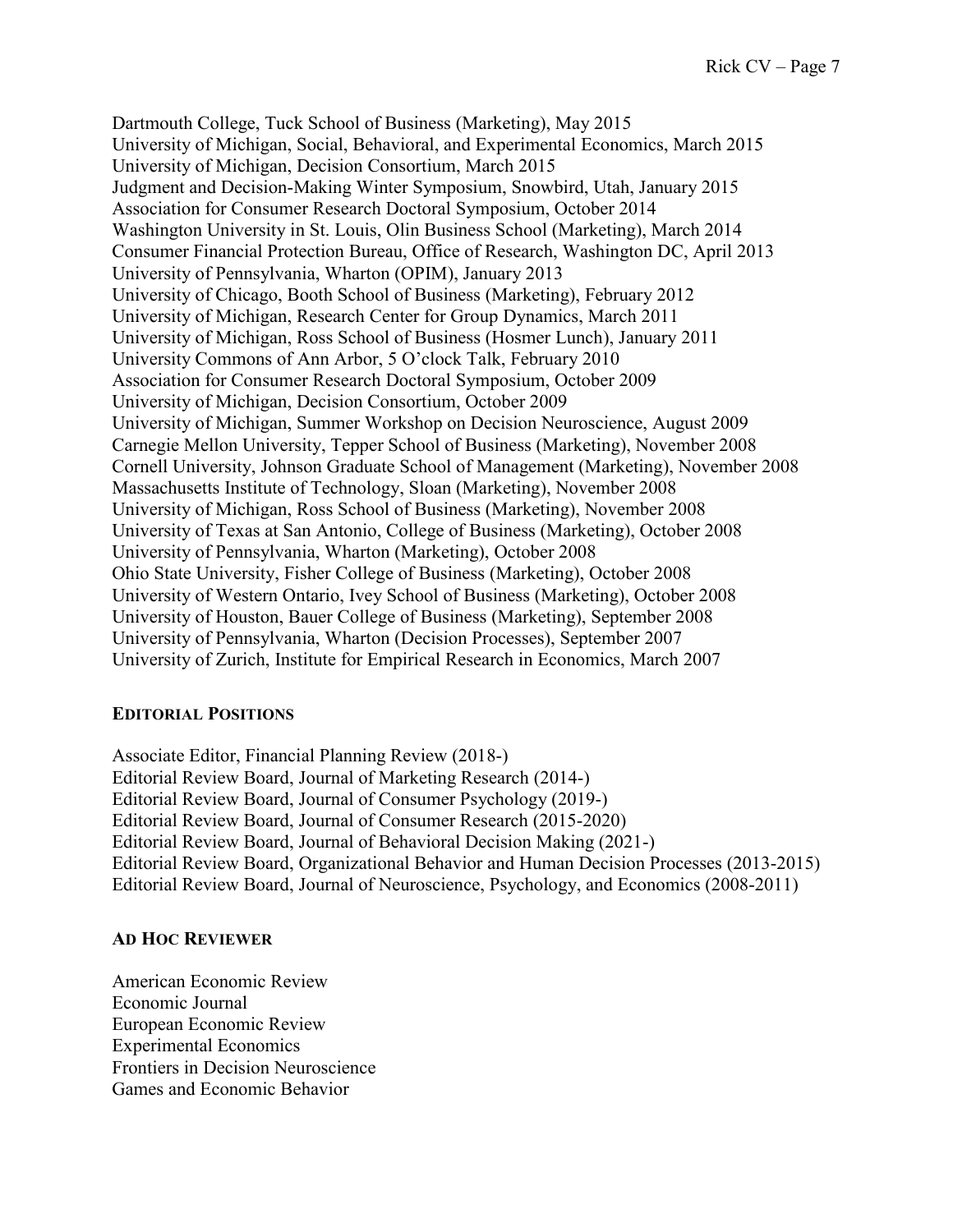Dartmouth College, Tuck School of Business (Marketing), May 2015
University of Michigan, Social, Behavioral, and Experimental Economics, March 2015
University of Michigan, Decision Consortium, March 2015
Judgment and Decision-Making Winter Symposium, Snowbird, Utah, January 2015
Association for Consumer Research Doctoral Symposium, October 2014
Washington University in St. Louis, Olin Business School (Marketing), March 2014
Consumer Financial Protection Bureau, Office of Research, Washington DC, April 2013
University of Pennsylvania, Wharton (OPIM), January 2013
University of Chicago, Booth School of Business (Marketing), February 2012
University of Michigan, Research Center for Group Dynamics, March 2011
University of Michigan, Ross School of Business (Hosmer Lunch), January 2011
University Commons of Ann Arbor, 5 O'clock Talk, February 2010
Association for Consumer Research Doctoral Symposium, October 2009
University of Michigan, Decision Consortium, October 2009
University of Michigan, Summer Workshop on Decision Neuroscience, August 2009
Carnegie Mellon University, Tepper School of Business (Marketing), November 2008
Cornell University, Johnson Graduate School of Management (Marketing), November 2008
Massachusetts Institute of Technology, Sloan (Marketing), November 2008
University of Michigan, Ross School of Business (Marketing), November 2008
University of Texas at San Antonio, College of Business (Marketing), October 2008
University of Pennsylvania, Wharton (Marketing), October 2008
Ohio State University, Fisher College of Business (Marketing), October 2008
University of Western Ontario, Ivey School of Business (Marketing), October 2008
University of Houston, Bauer College of Business (Marketing), September 2008
University of Pennsylvania, Wharton (Decision Processes), September 2007
University of Zurich, Institute for Empirical Research in Economics, March 2007

## EDITORIAL POSITIONS

Associate Editor, Financial Planning Review (2018-)
Editorial Review Board, Journal of Marketing Research (2014-)
Editorial Review Board, Journal of Consumer Psychology (2019-)
Editorial Review Board, Journal of Consumer Research (2015-2020)
Editorial Review Board, Journal of Behavioral Decision Making (2021-)
Editorial Review Board, Organizational Behavior and Human Decision Processes (2013-2015)
Editorial Review Board, Journal of Neuroscience, Psychology, and Economics (2008-2011)

## AD HOC REVIEWER

American Economic Review
Economic Journal
European Economic Review
Experimental Economics
Frontiers in Decision Neuroscience
Games and Economic Behavior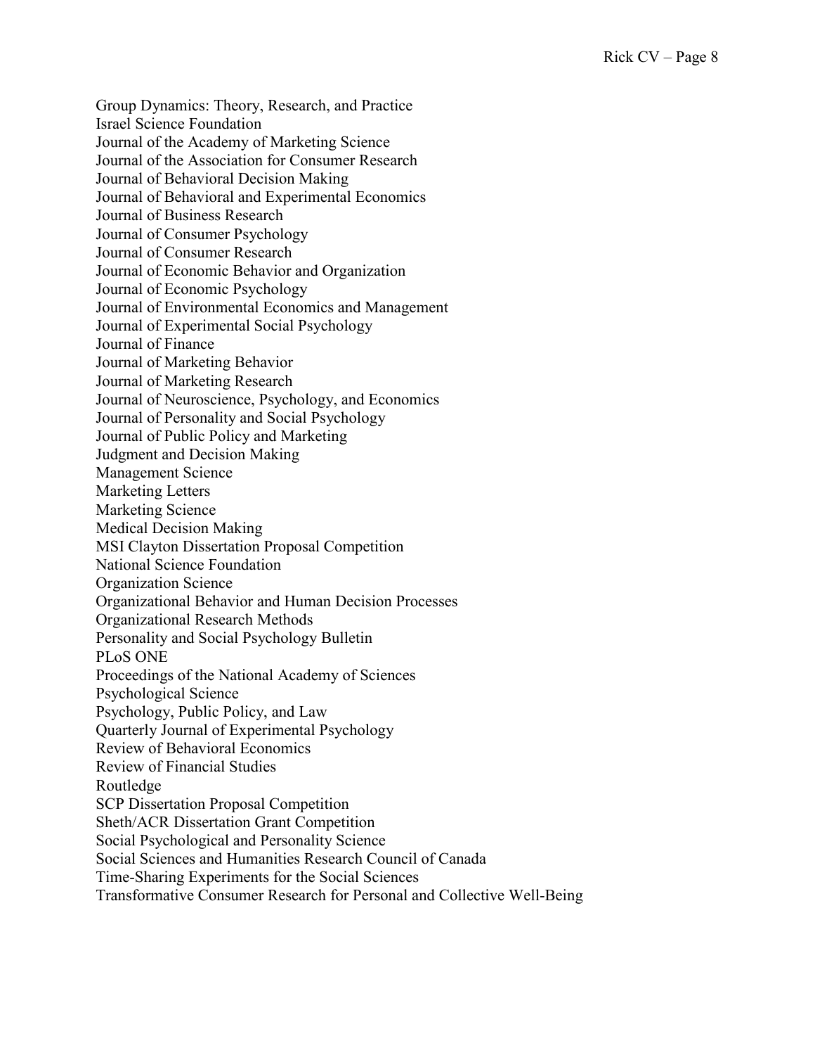Group Dynamics: Theory, Research, and Practice
Israel Science Foundation
Journal of the Academy of Marketing Science
Journal of the Association for Consumer Research
Journal of Behavioral Decision Making
Journal of Behavioral and Experimental Economics
Journal of Business Research
Journal of Consumer Psychology
Journal of Consumer Research
Journal of Economic Behavior and Organization
Journal of Economic Psychology
Journal of Environmental Economics and Management
Journal of Experimental Social Psychology
Journal of Finance
Journal of Marketing Behavior
Journal of Marketing Research
Journal of Neuroscience, Psychology, and Economics
Journal of Personality and Social Psychology
Journal of Public Policy and Marketing
Judgment and Decision Making
Management Science
Marketing Letters
Marketing Science
Medical Decision Making
MSI Clayton Dissertation Proposal Competition
National Science Foundation
Organization Science
Organizational Behavior and Human Decision Processes
Organizational Research Methods
Personality and Social Psychology Bulletin
PLoS ONE
Proceedings of the National Academy of Sciences
Psychological Science
Psychology, Public Policy, and Law
Quarterly Journal of Experimental Psychology
Review of Behavioral Economics
Review of Financial Studies
Routledge
SCP Dissertation Proposal Competition
Sheth/ACR Dissertation Grant Competition
Social Psychological and Personality Science
Social Sciences and Humanities Research Council of Canada
Time-Sharing Experiments for the Social Sciences
Transformative Consumer Research for Personal and Collective Well-Being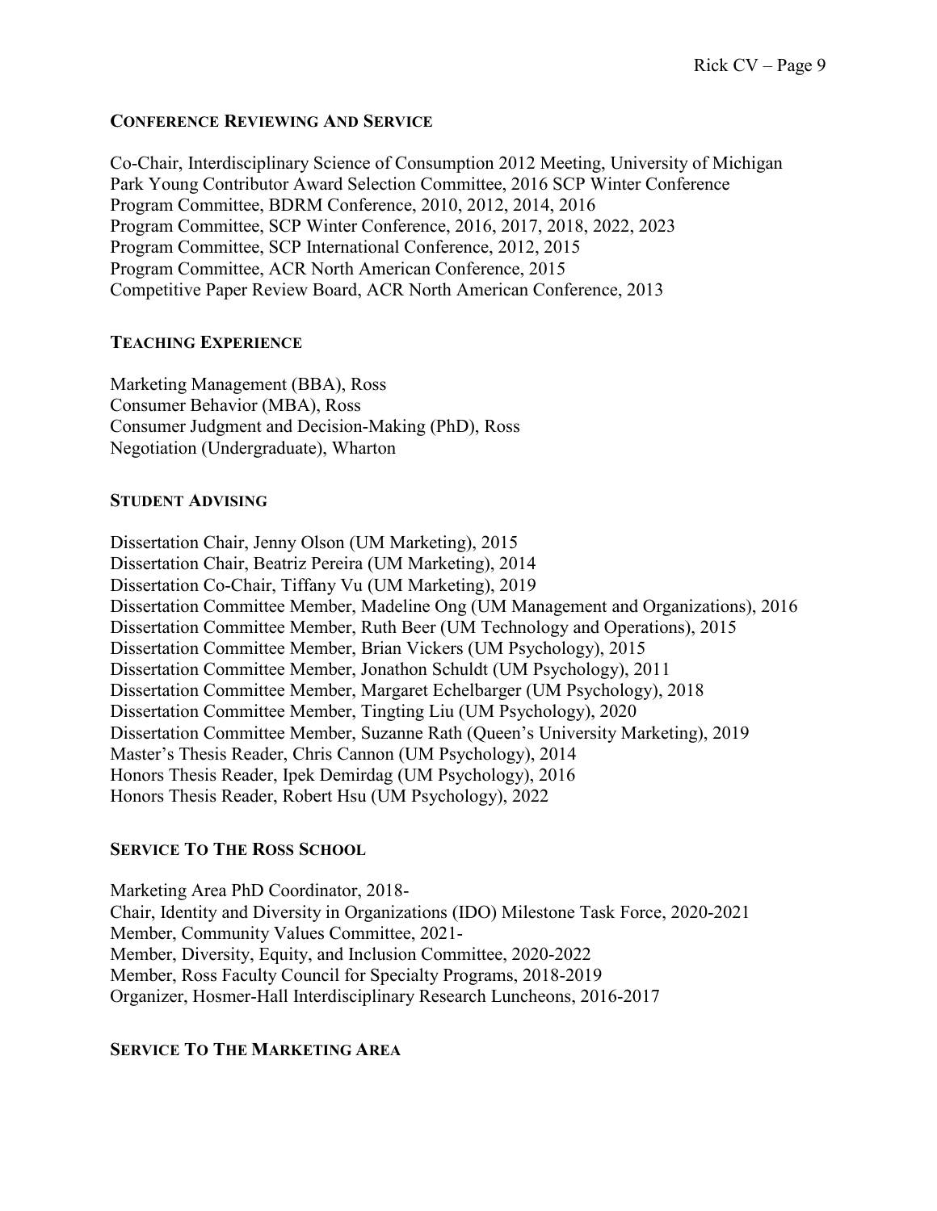## Conference Reviewing And Service

Co-Chair, Interdisciplinary Science of Consumption 2012 Meeting, University of Michigan
Park Young Contributor Award Selection Committee, 2016 SCP Winter Conference
Program Committee, BDRM Conference, 2010, 2012, 2014, 2016
Program Committee, SCP Winter Conference, 2016, 2017, 2018, 2022, 2023
Program Committee, SCP International Conference, 2012, 2015
Program Committee, ACR North American Conference, 2015
Competitive Paper Review Board, ACR North American Conference, 2013

## Teaching Experience

Marketing Management (BBA), Ross
Consumer Behavior (MBA), Ross
Consumer Judgment and Decision-Making (PhD), Ross
Negotiation (Undergraduate), Wharton

## Student Advising

Dissertation Chair, Jenny Olson (UM Marketing), 2015
Dissertation Chair, Beatriz Pereira (UM Marketing), 2014
Dissertation Co-Chair, Tiffany Vu (UM Marketing), 2019
Dissertation Committee Member, Madeline Ong (UM Management and Organizations), 2016
Dissertation Committee Member, Ruth Beer (UM Technology and Operations), 2015
Dissertation Committee Member, Brian Vickers (UM Psychology), 2015
Dissertation Committee Member, Jonathon Schuldt (UM Psychology), 2011
Dissertation Committee Member, Margaret Echelbarger (UM Psychology), 2018
Dissertation Committee Member, Tingting Liu (UM Psychology), 2020
Dissertation Committee Member, Suzanne Rath (Queen's University Marketing), 2019
Master's Thesis Reader, Chris Cannon (UM Psychology), 2014
Honors Thesis Reader, Ipek Demirdag (UM Psychology), 2016
Honors Thesis Reader, Robert Hsu (UM Psychology), 2022

## Service To The Ross School

Marketing Area PhD Coordinator, 2018-
Chair, Identity and Diversity in Organizations (IDO) Milestone Task Force, 2020-2021
Member, Community Values Committee, 2021-
Member, Diversity, Equity, and Inclusion Committee, 2020-2022
Member, Ross Faculty Council for Specialty Programs, 2018-2019
Organizer, Hosmer-Hall Interdisciplinary Research Luncheons, 2016-2017

## Service To The Marketing Area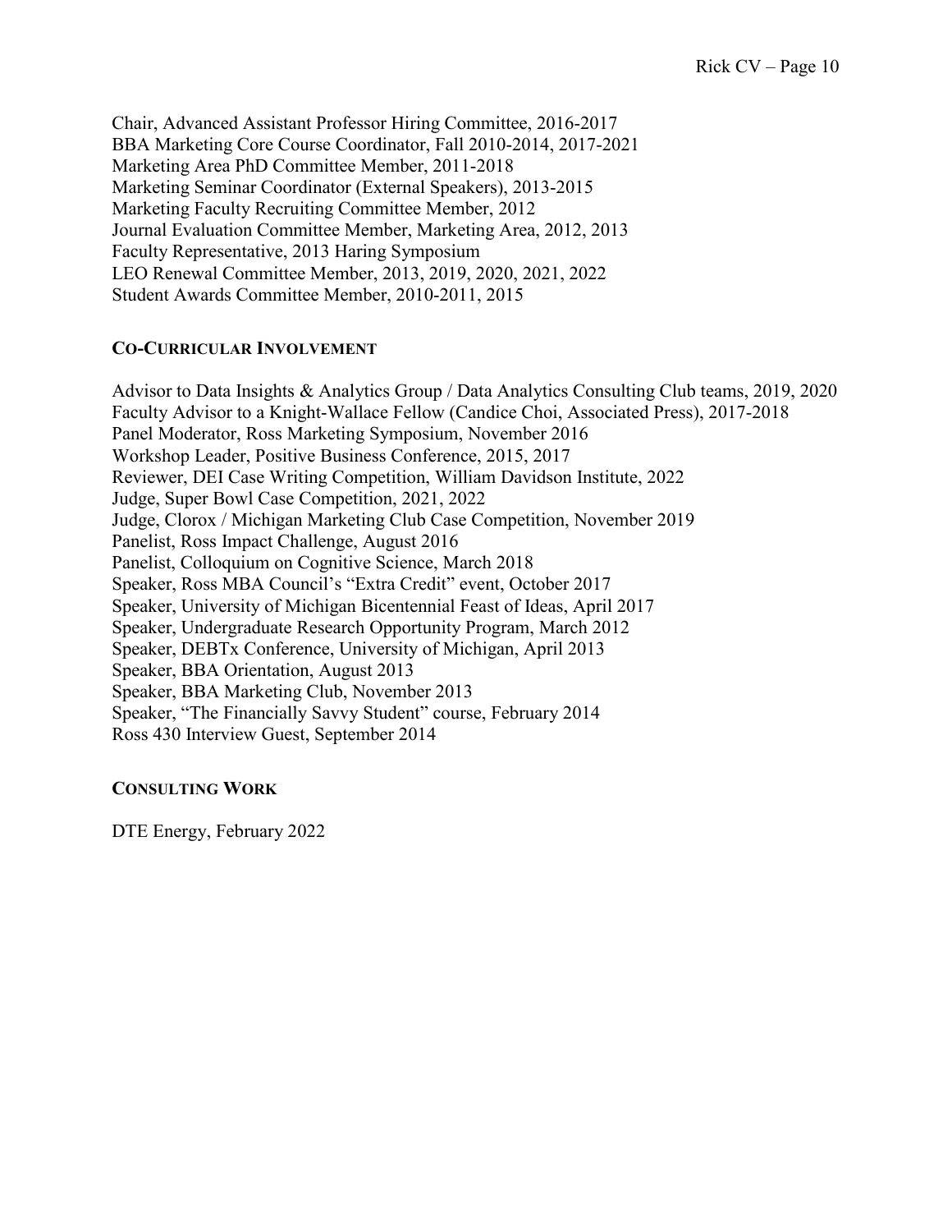Chair, Advanced Assistant Professor Hiring Committee, 2016-2017
BBA Marketing Core Course Coordinator, Fall 2010-2014, 2017-2021
Marketing Area PhD Committee Member, 2011-2018
Marketing Seminar Coordinator (External Speakers), 2013-2015
Marketing Faculty Recruiting Committee Member, 2012
Journal Evaluation Committee Member, Marketing Area, 2012, 2013
Faculty Representative, 2013 Haring Symposium
LEO Renewal Committee Member, 2013, 2019, 2020, 2021, 2022
Student Awards Committee Member, 2010-2011, 2015

## CO-CURRICULAR INVOLVEMENT

Advisor to Data Insights & Analytics Group / Data Analytics Consulting Club teams, 2019, 2020
Faculty Advisor to a Knight-Wallace Fellow (Candice Choi, Associated Press), 2017-2018
Panel Moderator, Ross Marketing Symposium, November 2016
Workshop Leader, Positive Business Conference, 2015, 2017
Reviewer, DEI Case Writing Competition, William Davidson Institute, 2022
Judge, Super Bowl Case Competition, 2021, 2022
Judge, Clorox / Michigan Marketing Club Case Competition, November 2019
Panelist, Ross Impact Challenge, August 2016
Panelist, Colloquium on Cognitive Science, March 2018
Speaker, Ross MBA Council's "Extra Credit" event, October 2017
Speaker, University of Michigan Bicentennial Feast of Ideas, April 2017
Speaker, Undergraduate Research Opportunity Program, March 2012
Speaker, DEBTx Conference, University of Michigan, April 2013
Speaker, BBA Orientation, August 2013
Speaker, BBA Marketing Club, November 2013
Speaker, "The Financially Savvy Student" course, February 2014
Ross 430 Interview Guest, September 2014

## CONSULTING WORK

DTE Energy, February 2022